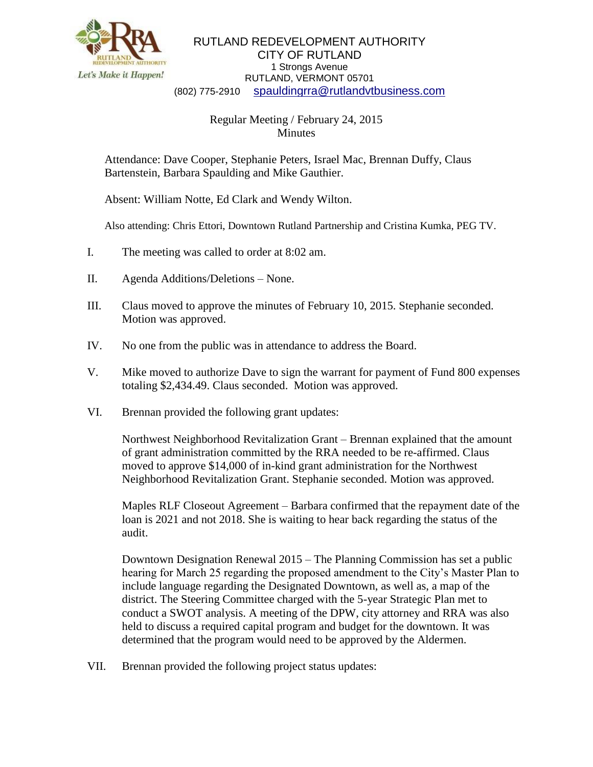RUTLAND REDEVELOPMENT AUTHORITY
CITY OF RUTLAND
1 Strongs Avenue
RUTLAND, VERMONT 05701
(802) 775-2910 spauldingrra@rutlandvtbusiness.com

Let's Make it Happen!

Regular Meeting / February 24, 2015
Minutes

Attendance: Dave Cooper, Stephanie Peters, Israel Mac, Brennan Duffy, Claus Bartenstein, Barbara Spaulding and Mike Gauthier.

Absent: William Notte, Ed Clark and Wendy Wilton.

Also attending: Chris Ettori, Downtown Rutland Partnership and Cristina Kumka, PEG TV.

I. The meeting was called to order at 8:02 am.

II. Agenda Additions/Deletions – None.

III. Claus moved to approve the minutes of February 10, 2015. Stephanie seconded. Motion was approved.

IV. No one from the public was in attendance to address the Board.

V. Mike moved to authorize Dave to sign the warrant for payment of Fund 800 expenses totaling $2,434.49. Claus seconded. Motion was approved.

VI. Brennan provided the following grant updates:

Northwest Neighborhood Revitalization Grant – Brennan explained that the amount of grant administration committed by the RRA needed to be re-affirmed. Claus moved to approve $14,000 of in-kind grant administration for the Northwest Neighborhood Revitalization Grant. Stephanie seconded. Motion was approved.

Maples RLF Closeout Agreement – Barbara confirmed that the repayment date of the loan is 2021 and not 2018. She is waiting to hear back regarding the status of the audit.

Downtown Designation Renewal 2015 – The Planning Commission has set a public hearing for March 25 regarding the proposed amendment to the City's Master Plan to include language regarding the Designated Downtown, as well as, a map of the district. The Steering Committee charged with the 5-year Strategic Plan met to conduct a SWOT analysis. A meeting of the DPW, city attorney and RRA was also held to discuss a required capital program and budget for the downtown. It was determined that the program would need to be approved by the Aldermen.

VII. Brennan provided the following project status updates: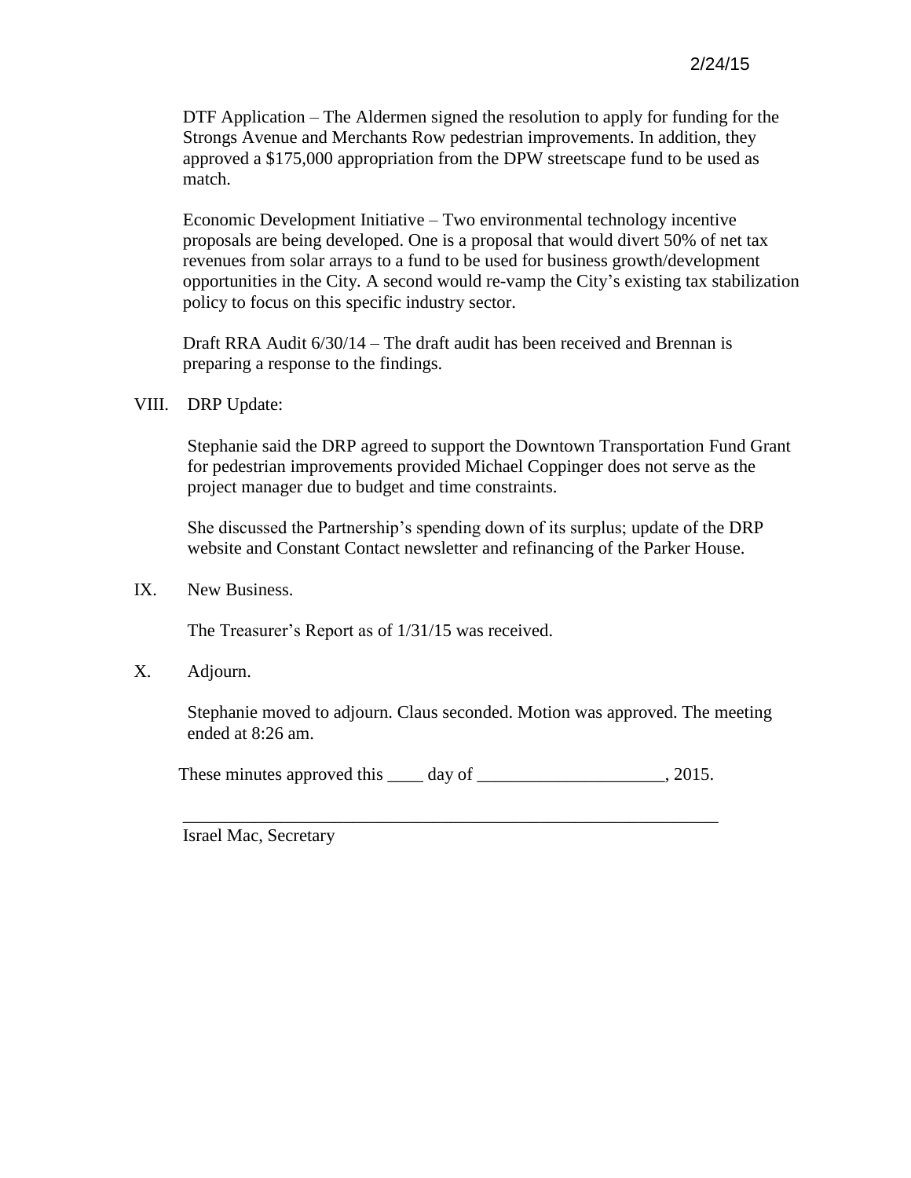DTF Application – The Aldermen signed the resolution to apply for funding for the Strongs Avenue and Merchants Row pedestrian improvements. In addition, they approved a $175,000 appropriation from the DPW streetscape fund to be used as match.

Economic Development Initiative – Two environmental technology incentive proposals are being developed. One is a proposal that would divert 50% of net tax revenues from solar arrays to a fund to be used for business growth/development opportunities in the City. A second would re-vamp the City's existing tax stabilization policy to focus on this specific industry sector.

Draft RRA Audit 6/30/14 – The draft audit has been received and Brennan is preparing a response to the findings.

VIII. DRP Update:

Stephanie said the DRP agreed to support the Downtown Transportation Fund Grant for pedestrian improvements provided Michael Coppinger does not serve as the project manager due to budget and time constraints.

She discussed the Partnership's spending down of its surplus; update of the DRP website and Constant Contact newsletter and refinancing of the Parker House.

IX. New Business.

The Treasurer's Report as of 1/31/15 was received.

X. Adjourn.

Stephanie moved to adjourn. Claus seconded. Motion was approved. The meeting ended at 8:26 am.

These minutes approved this ____ day of _____________________, 2015.

_______________________________________________________________

Israel Mac, Secretary